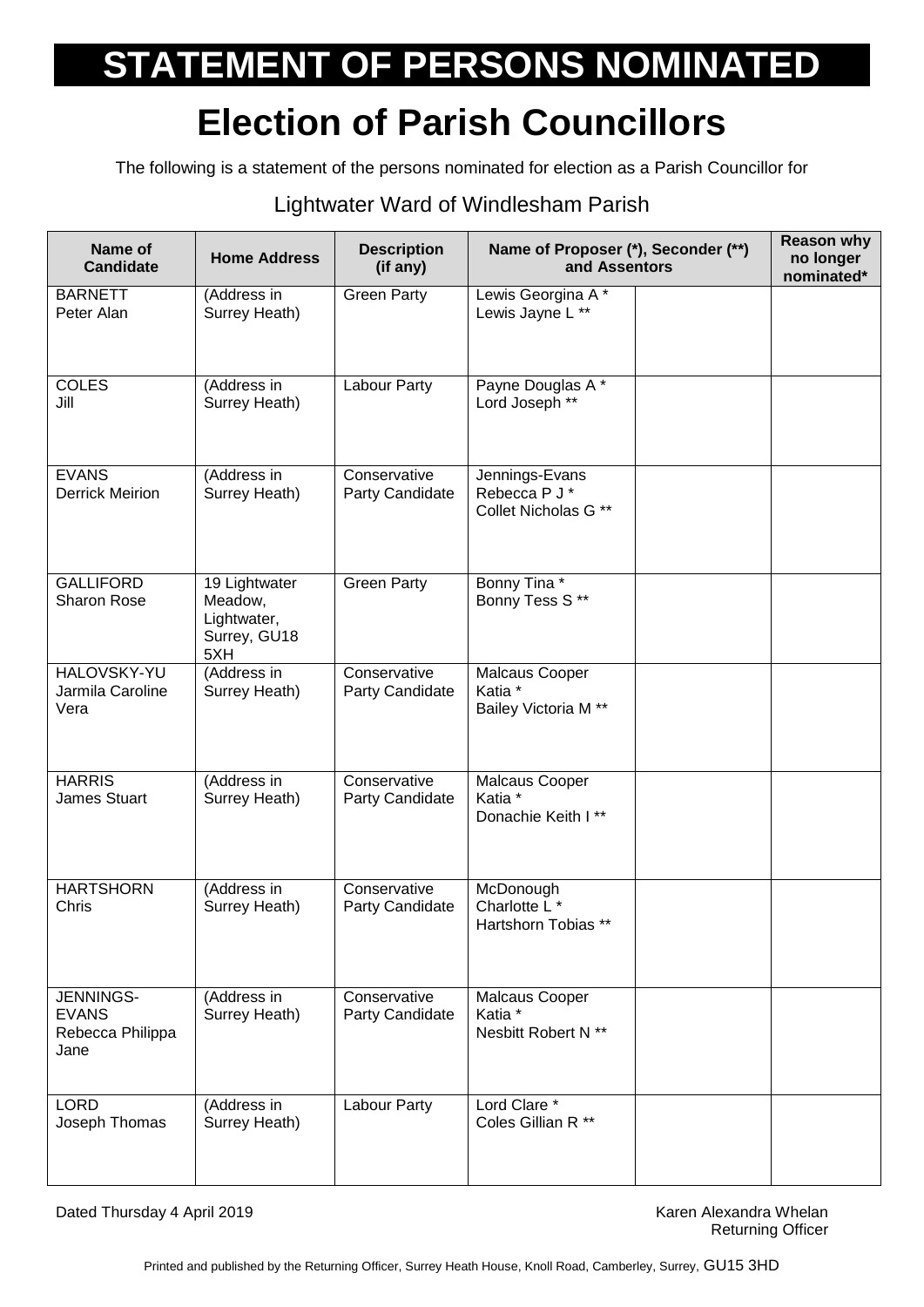# STATEMENT OF PERSONS NOMINATED

## Election of Parish Councillors

The following is a statement of the persons nominated for election as a Parish Councillor for

Lightwater Ward of Windlesham Parish

| Name of Candidate | Home Address | Description (if any) | Name of Proposer (*), Seconder (**) and Assentors | | Reason why no longer nominated* |
|---|---|---|---|---|---|
| BARNETT Peter Alan | (Address in Surrey Heath) | Green Party | Lewis Georgina A * Lewis Jayne L ** | | |
| COLES Jill | (Address in Surrey Heath) | Labour Party | Payne Douglas A * Lord Joseph ** | | |
| EVANS Derrick Meirion | (Address in Surrey Heath) | Conservative Party Candidate | Jennings-Evans Rebecca P J * Collet Nicholas G ** | | |
| GALLIFORD Sharon Rose | 19 Lightwater Meadow, Lightwater, Surrey, GU18 5XH | Green Party | Bonny Tina * Bonny Tess S ** | | |
| HALOVSKY-YU Jarmila Caroline Vera | (Address in Surrey Heath) | Conservative Party Candidate | Malcaus Cooper Katia * Bailey Victoria M ** | | |
| HARRIS James Stuart | (Address in Surrey Heath) | Conservative Party Candidate | Malcaus Cooper Katia * Donachie Keith I ** | | |
| HARTSHORN Chris | (Address in Surrey Heath) | Conservative Party Candidate | McDonough Charlotte L * Hartshorn Tobias ** | | |
| JENNINGS-EVANS Rebecca Philippa Jane | (Address in Surrey Heath) | Conservative Party Candidate | Malcaus Cooper Katia * Nesbitt Robert N ** | | |
| LORD Joseph Thomas | (Address in Surrey Heath) | Labour Party | Lord Clare * Coles Gillian R ** | | |

Dated Thursday 4 April 2019

Karen Alexandra Whelan
Returning Officer

Printed and published by the Returning Officer, Surrey Heath House, Knoll Road, Camberley, Surrey, GU15 3HD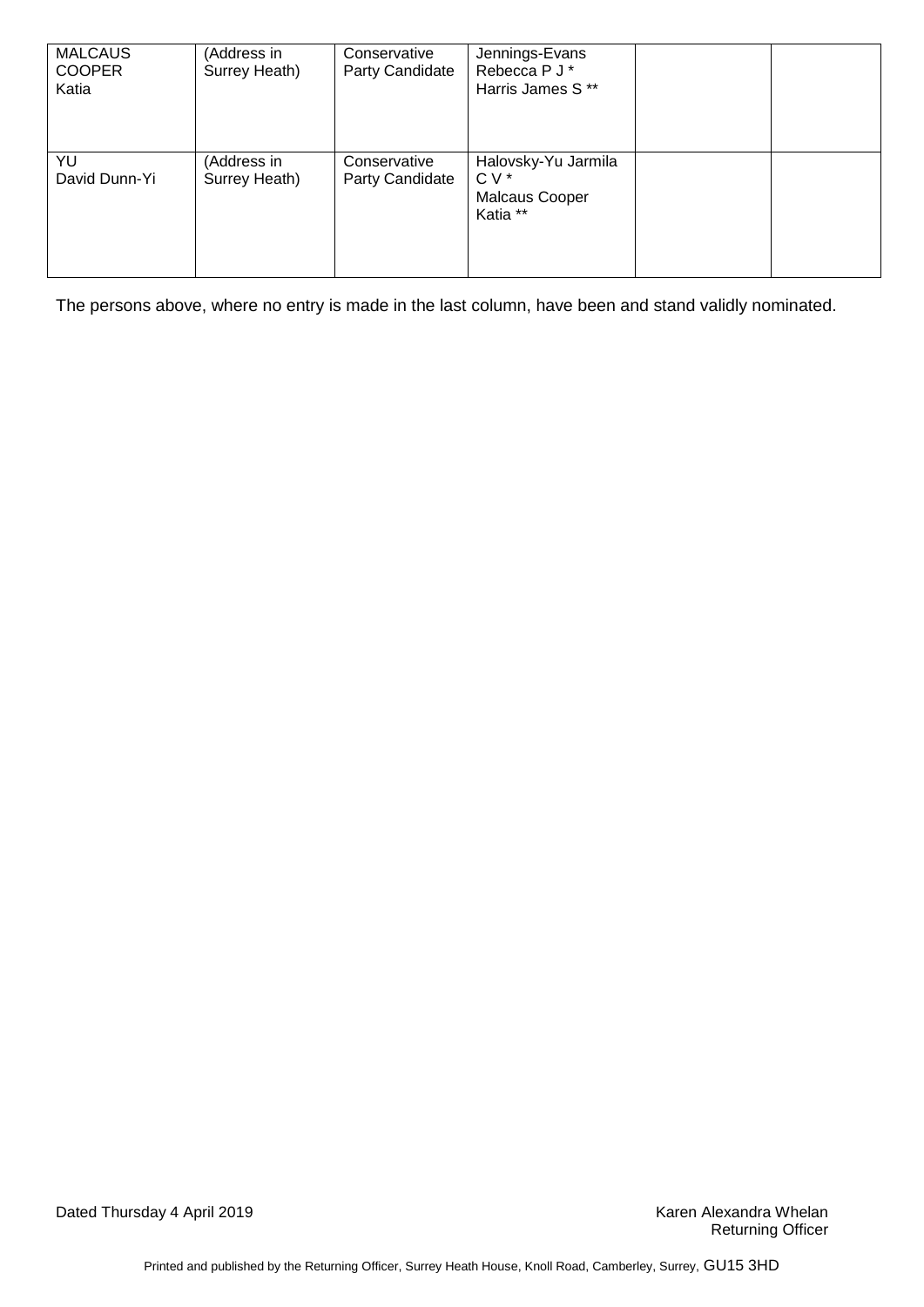| | | | | | |
|---|---|---|---|---|---|
| MALCAUS COOPER Katia | (Address in Surrey Heath) | Conservative Party Candidate | Jennings-Evans Rebecca P J * Harris James S ** | | |
| YU David Dunn-Yi | (Address in Surrey Heath) | Conservative Party Candidate | Halovsky-Yu Jarmila C V * Malcaus Cooper Katia ** | | |

The persons above, where no entry is made in the last column, have been and stand validly nominated.

Dated Thursday 4 April 2019

Karen Alexandra Whelan
Returning Officer

Printed and published by the Returning Officer, Surrey Heath House, Knoll Road, Camberley, Surrey, GU15 3HD